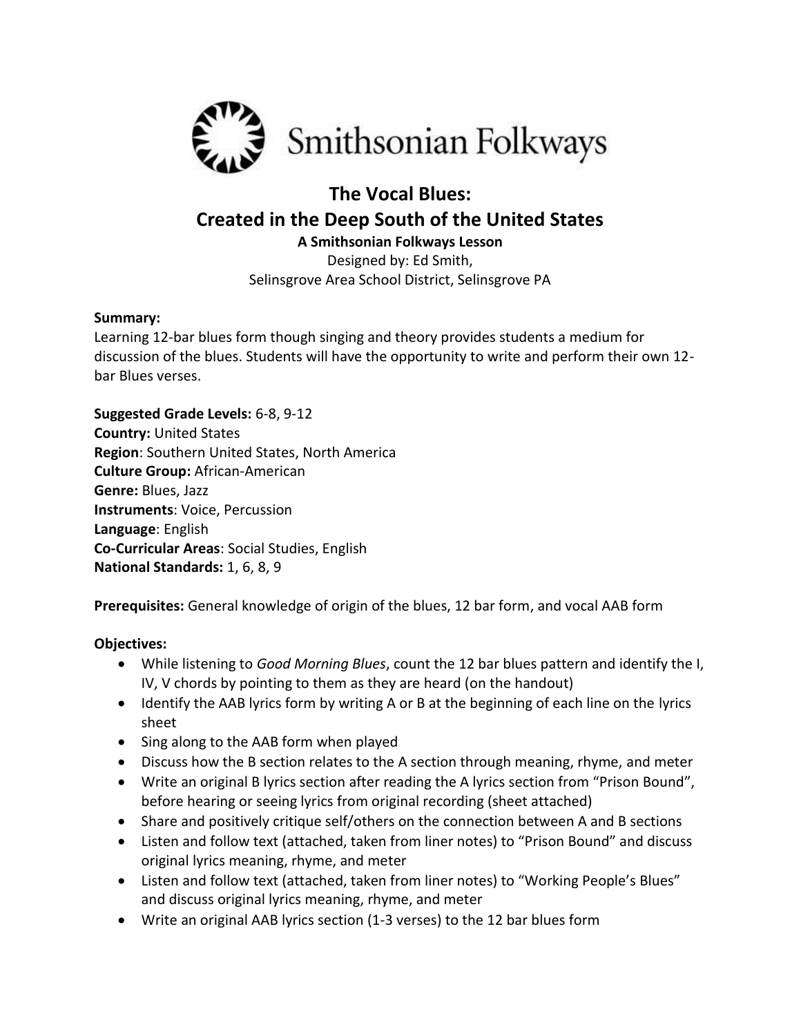Smithsonian Folkways

# The Vocal Blues:
# Created in the Deep South of the United States

**A Smithsonian Folkways Lesson**

Designed by: Ed Smith,
Selinsgrove Area School District, Selinsgrove PA

**Summary:**
Learning 12-bar blues form though singing and theory provides students a medium for discussion of the blues. Students will have the opportunity to write and perform their own 12-bar Blues verses.

**Suggested Grade Levels:** 6-8, 9-12
**Country:** United States
**Region**: Southern United States, North America
**Culture Group:** African-American
**Genre:** Blues, Jazz
**Instruments**: Voice, Percussion
**Language**: English
**Co-Curricular Areas**: Social Studies, English
**National Standards:** 1, 6, 8, 9

**Prerequisites:** General knowledge of origin of the blues, 12 bar form, and vocal AAB form

**Objectives:**

- While listening to *Good Morning Blues*, count the 12 bar blues pattern and identify the I, IV, V chords by pointing to them as they are heard (on the handout)
- Identify the AAB lyrics form by writing A or B at the beginning of each line on the lyrics sheet
- Sing along to the AAB form when played
- Discuss how the B section relates to the A section through meaning, rhyme, and meter
- Write an original B lyrics section after reading the A lyrics section from "Prison Bound", before hearing or seeing lyrics from original recording (sheet attached)
- Share and positively critique self/others on the connection between A and B sections
- Listen and follow text (attached, taken from liner notes) to "Prison Bound" and discuss original lyrics meaning, rhyme, and meter
- Listen and follow text (attached, taken from liner notes) to "Working People's Blues" and discuss original lyrics meaning, rhyme, and meter
- Write an original AAB lyrics section (1-3 verses) to the 12 bar blues form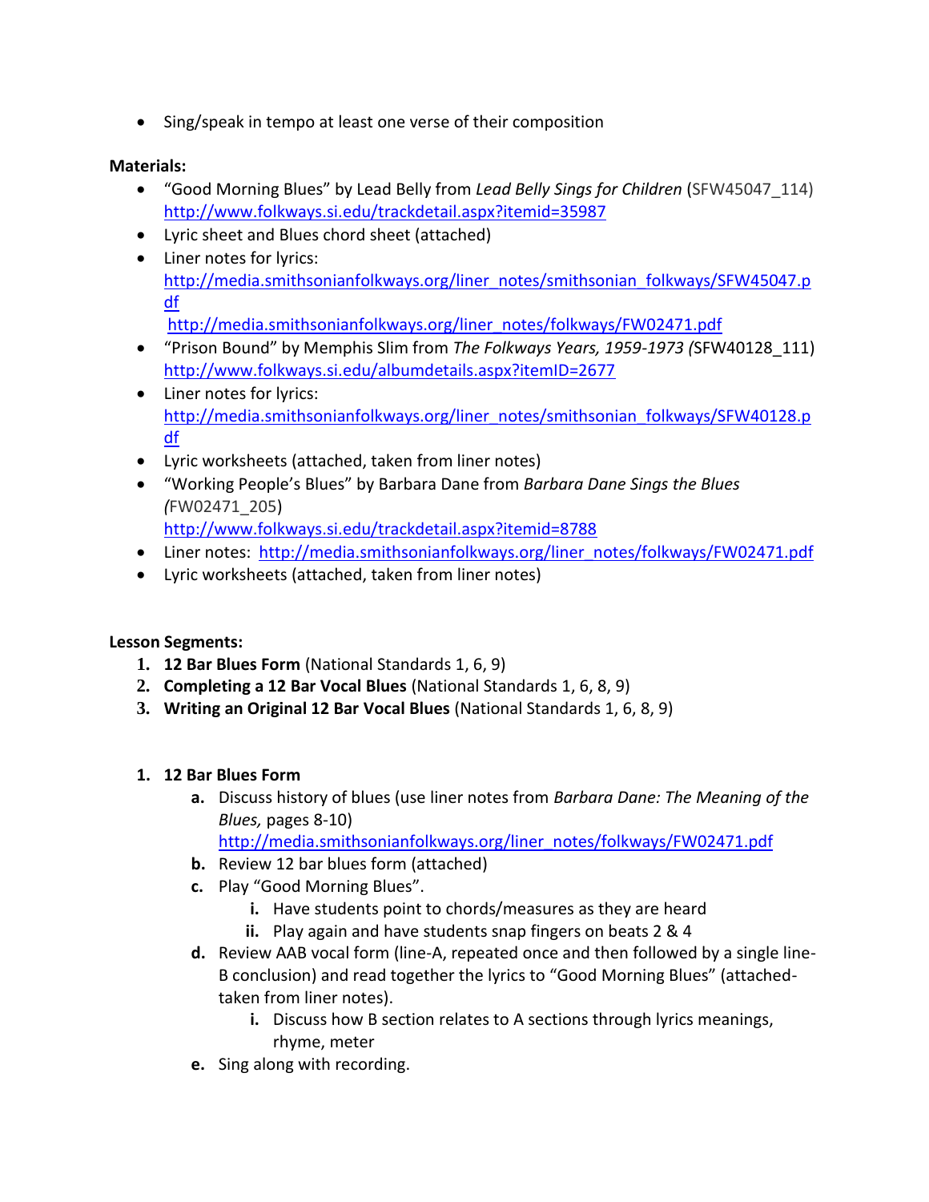- Sing/speak in tempo at least one verse of their composition

**Materials:**

- "Good Morning Blues" by Lead Belly from *Lead Belly Sings for Children* (SFW45047_114) http://www.folkways.si.edu/trackdetail.aspx?itemid=35987
- Lyric sheet and Blues chord sheet (attached)
- Liner notes for lyrics: http://media.smithsonianfolkways.org/liner_notes/smithsonian_folkways/SFW45047.pdf http://media.smithsonianfolkways.org/liner_notes/folkways/FW02471.pdf
- "Prison Bound" by Memphis Slim from *The Folkways Years, 1959-1973 (*SFW40128_111) http://www.folkways.si.edu/albumdetails.aspx?itemID=2677
- Liner notes for lyrics: http://media.smithsonianfolkways.org/liner_notes/smithsonian_folkways/SFW40128.pdf
- Lyric worksheets (attached, taken from liner notes)
- "Working People's Blues" by Barbara Dane from *Barbara Dane Sings the Blues (*FW02471_205) http://www.folkways.si.edu/trackdetail.aspx?itemid=8788
- Liner notes: http://media.smithsonianfolkways.org/liner_notes/folkways/FW02471.pdf
- Lyric worksheets (attached, taken from liner notes)

**Lesson Segments:**

1. **12 Bar Blues Form** (National Standards 1, 6, 9)
2. **Completing a 12 Bar Vocal Blues** (National Standards 1, 6, 8, 9)
3. **Writing an Original 12 Bar Vocal Blues** (National Standards 1, 6, 8, 9)

1. **12 Bar Blues Form**
   a. Discuss history of blues (use liner notes from *Barbara Dane: The Meaning of the Blues,* pages 8-10) http://media.smithsonianfolkways.org/liner_notes/folkways/FW02471.pdf
   b. Review 12 bar blues form (attached)
   c. Play "Good Morning Blues".
      i. Have students point to chords/measures as they are heard
      ii. Play again and have students snap fingers on beats 2 & 4
   d. Review AAB vocal form (line-A, repeated once and then followed by a single line-B conclusion) and read together the lyrics to "Good Morning Blues" (attached-taken from liner notes).
      i. Discuss how B section relates to A sections through lyrics meanings, rhyme, meter
   e. Sing along with recording.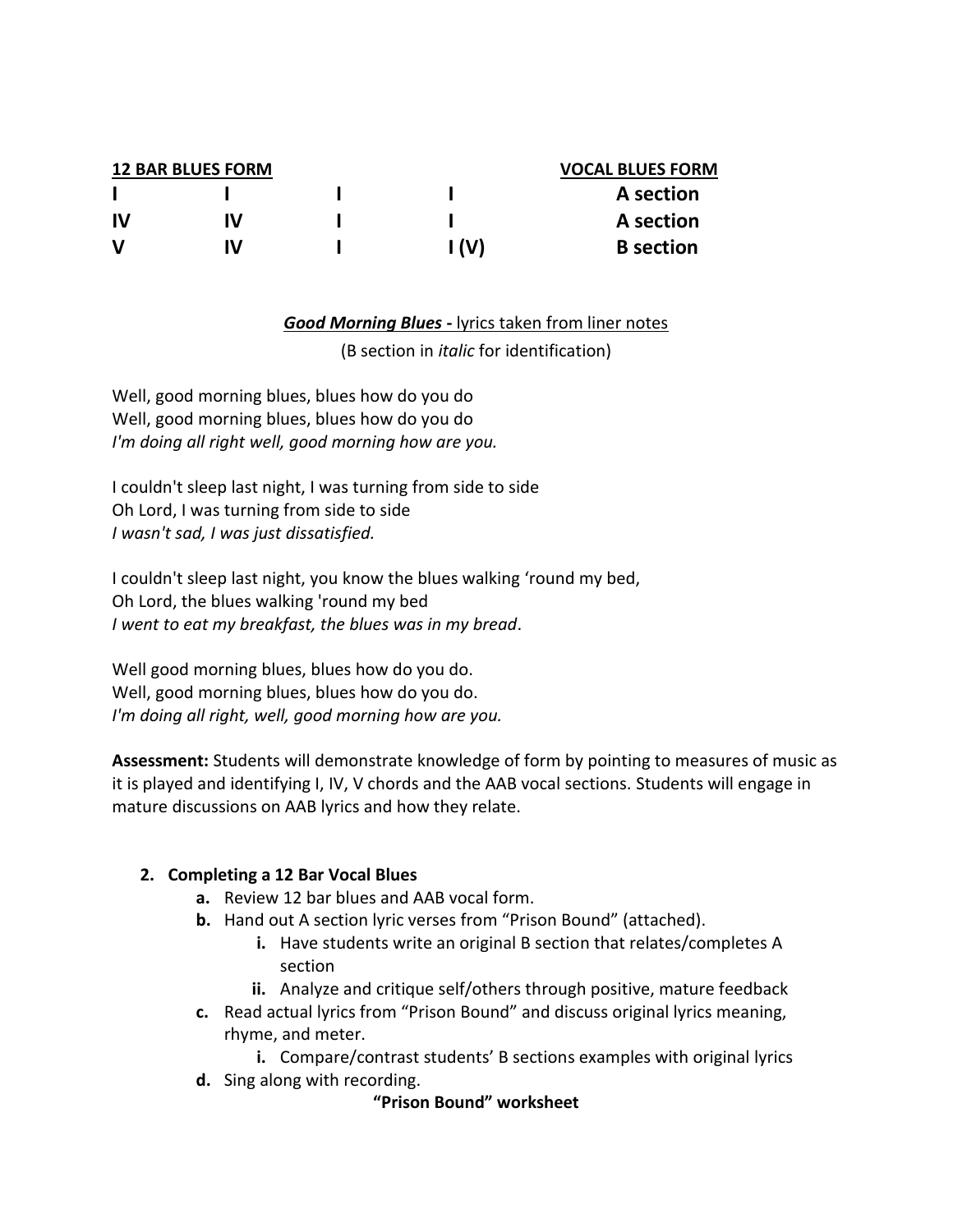| **12 BAR BLUES FORM** | | | | **VOCAL BLUES FORM** |
|---|---|---|---|---|
| **I** | **I** | **I** | **I** | **A section** |
| **IV** | **IV** | **I** | **I** | **A section** |
| **V** | **IV** | **I** | **I (V)** | **B section** |

***Good Morning Blues*** **-** lyrics taken from liner notes

(B section in *italic* for identification)

Well, good morning blues, blues how do you do
Well, good morning blues, blues how do you do
*I'm doing all right well, good morning how are you.*

I couldn't sleep last night, I was turning from side to side
Oh Lord, I was turning from side to side
*I wasn't sad, I was just dissatisfied.*

I couldn't sleep last night, you know the blues walking 'round my bed,
Oh Lord, the blues walking 'round my bed
*I went to eat my breakfast, the blues was in my bread*.

Well good morning blues, blues how do you do.
Well, good morning blues, blues how do you do.
*I'm doing all right, well, good morning how are you.*

**Assessment:** Students will demonstrate knowledge of form by pointing to measures of music as it is played and identifying I, IV, V chords and the AAB vocal sections. Students will engage in mature discussions on AAB lyrics and how they relate.

2. **Completing a 12 Bar Vocal Blues**
   a. Review 12 bar blues and AAB vocal form.
   b. Hand out A section lyric verses from "Prison Bound" (attached).
      i. Have students write an original B section that relates/completes A section
      ii. Analyze and critique self/others through positive, mature feedback
   c. Read actual lyrics from "Prison Bound" and discuss original lyrics meaning, rhyme, and meter.
      i. Compare/contrast students' B sections examples with original lyrics
   d. Sing along with recording.

**"Prison Bound" worksheet**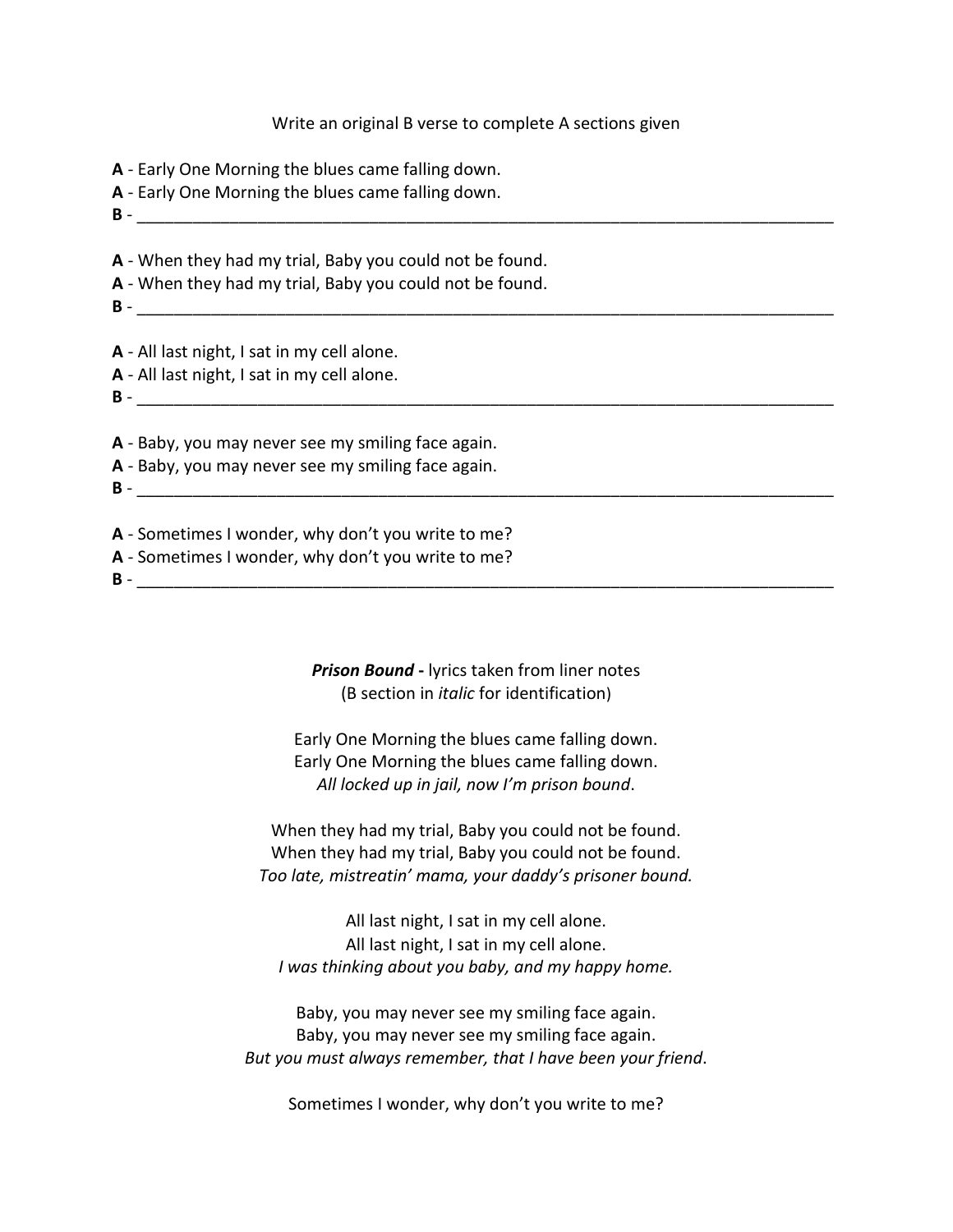Write an original B verse to complete A sections given

**A** - Early One Morning the blues came falling down.
**A** - Early One Morning the blues came falling down.
**B** - ______________________________________________________________________________

**A** - When they had my trial, Baby you could not be found.
**A** - When they had my trial, Baby you could not be found.
**B** - ______________________________________________________________________________

**A** - All last night, I sat in my cell alone.
**A** - All last night, I sat in my cell alone.
**B** - ______________________________________________________________________________

**A** - Baby, you may never see my smiling face again.
**A** - Baby, you may never see my smiling face again.
**B** - ______________________________________________________________________________

**A** - Sometimes I wonder, why don't you write to me?
**A** - Sometimes I wonder, why don't you write to me?
**B** - ______________________________________________________________________________

***Prison Bound*** **-** lyrics taken from liner notes
(B section in *italic* for identification)

Early One Morning the blues came falling down.
Early One Morning the blues came falling down.
*All locked up in jail, now I'm prison bound*.

When they had my trial, Baby you could not be found.
When they had my trial, Baby you could not be found.
*Too late, mistreatin' mama, your daddy's prisoner bound.*

All last night, I sat in my cell alone.
All last night, I sat in my cell alone.
*I was thinking about you baby, and my happy home.*

Baby, you may never see my smiling face again.
Baby, you may never see my smiling face again.
*But you must always remember, that I have been your friend*.

Sometimes I wonder, why don't you write to me?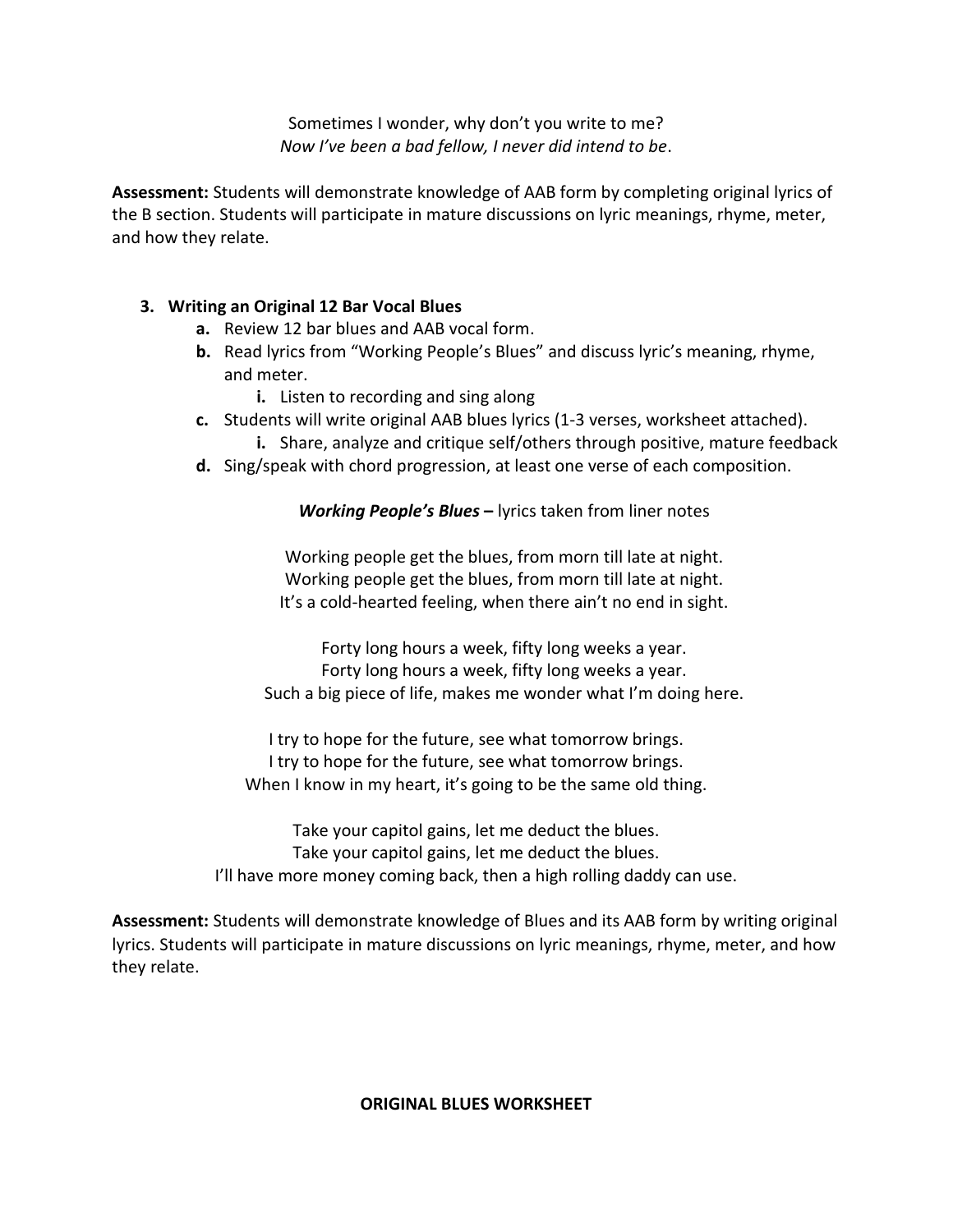Sometimes I wonder, why don't you write to me?
*Now I've been a bad fellow, I never did intend to be*.

**Assessment:** Students will demonstrate knowledge of AAB form by completing original lyrics of the B section. Students will participate in mature discussions on lyric meanings, rhyme, meter, and how they relate.

3. **Writing an Original 12 Bar Vocal Blues**
   a. Review 12 bar blues and AAB vocal form.
   b. Read lyrics from "Working People's Blues" and discuss lyric's meaning, rhyme, and meter.
      i. Listen to recording and sing along
   c. Students will write original AAB blues lyrics (1-3 verses, worksheet attached).
      i. Share, analyze and critique self/others through positive, mature feedback
   d. Sing/speak with chord progression, at least one verse of each composition.

***Working People's Blues* –** lyrics taken from liner notes

Working people get the blues, from morn till late at night.
Working people get the blues, from morn till late at night.
It's a cold-hearted feeling, when there ain't no end in sight.

Forty long hours a week, fifty long weeks a year.
Forty long hours a week, fifty long weeks a year.
Such a big piece of life, makes me wonder what I'm doing here.

I try to hope for the future, see what tomorrow brings.
I try to hope for the future, see what tomorrow brings.
When I know in my heart, it's going to be the same old thing.

Take your capitol gains, let me deduct the blues.
Take your capitol gains, let me deduct the blues.
I'll have more money coming back, then a high rolling daddy can use.

**Assessment:** Students will demonstrate knowledge of Blues and its AAB form by writing original lyrics. Students will participate in mature discussions on lyric meanings, rhyme, meter, and how they relate.

**ORIGINAL BLUES WORKSHEET**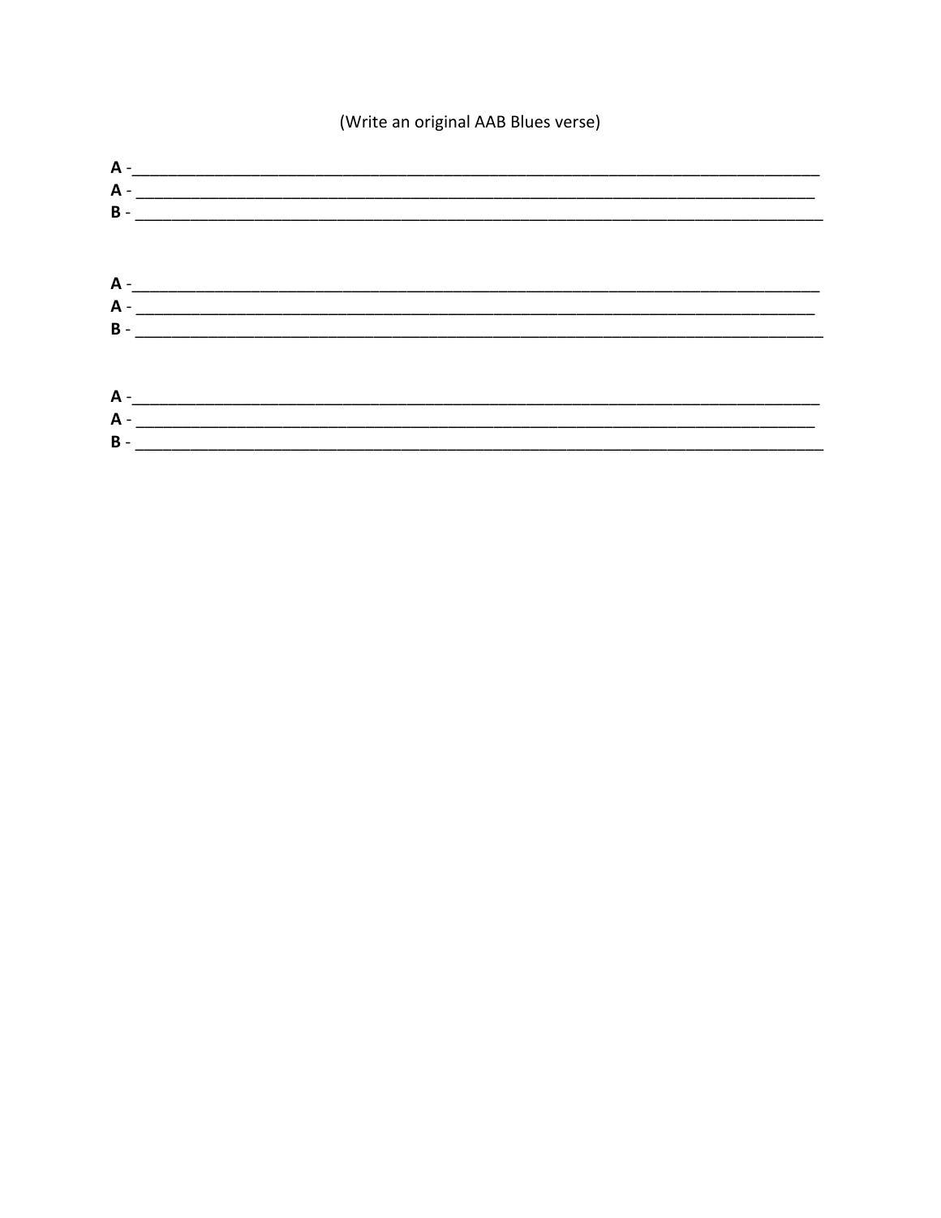(Write an original AAB Blues verse)

**A** - ________________________________________________________________________________
**A** - ________________________________________________________________________________
**B** - ________________________________________________________________________________

**A** - ________________________________________________________________________________
**A** - ________________________________________________________________________________
**B** - ________________________________________________________________________________

**A** - ________________________________________________________________________________
**A** - ________________________________________________________________________________
**B** - ________________________________________________________________________________